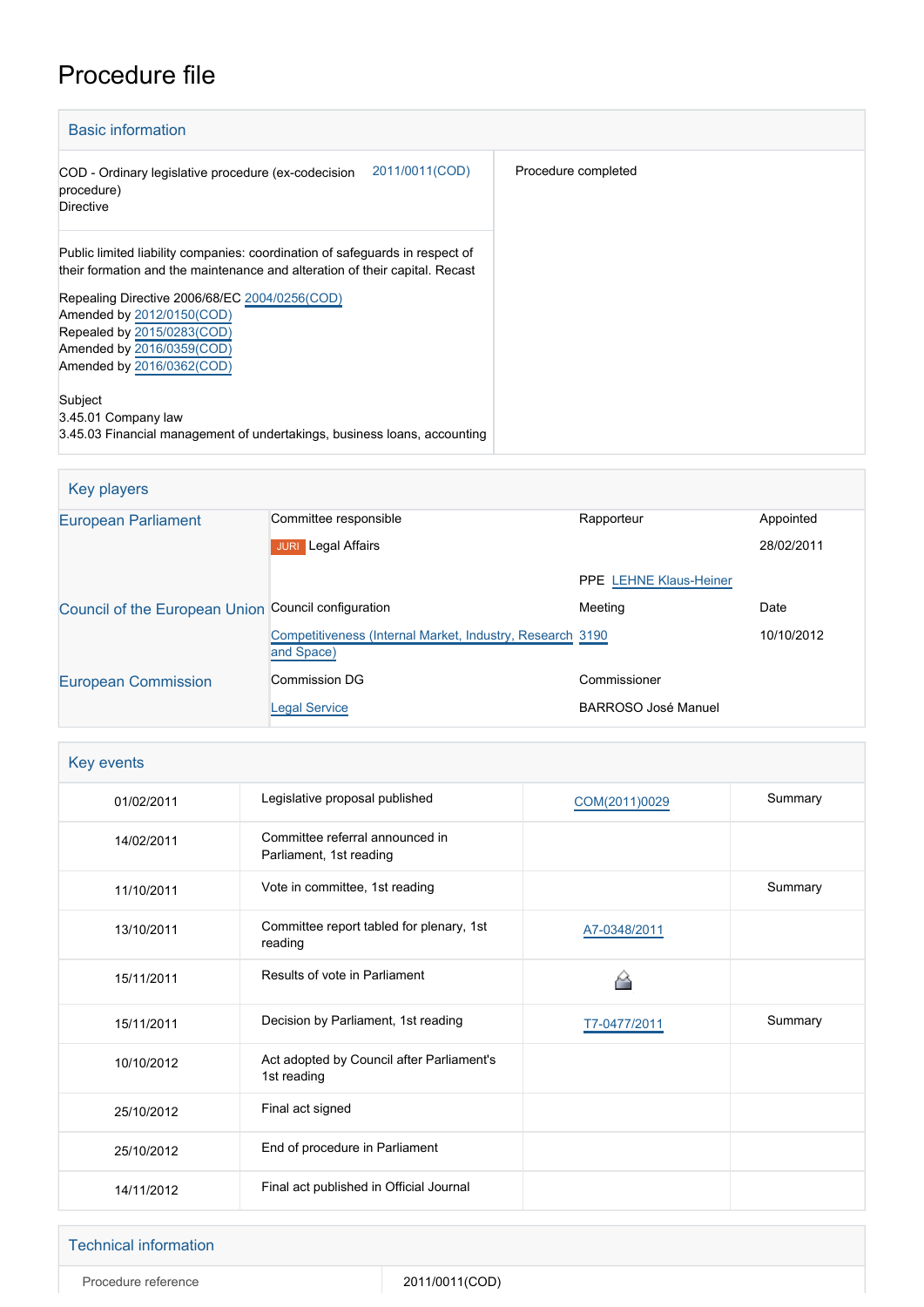# Procedure file

## Basic information

| | |
|---|---|
| COD - Ordinary legislative procedure (ex-codecision procedure)<br>Directive 2011/0011(COD) | Procedure completed |
| Public limited liability companies: coordination of safeguards in respect of their formation and the maintenance and alteration of their capital. Recast<br><br>Repealing Directive 2006/68/EC 2004/0256(COD)<br>Amended by 2012/0150(COD)<br>Repealed by 2015/0283(COD)<br>Amended by 2016/0359(COD)<br>Amended by 2016/0362(COD)<br><br>Subject<br>3.45.01 Company law<br>3.45.03 Financial management of undertakings, business loans, accounting | |

## Key players

| | | | |
|---|---|---|---|
| European Parliament | Committee responsible | Rapporteur | Appointed |
| | JURI Legal Affairs | | 28/02/2011 |
| | | PPE LEHNE Klaus-Heiner | |
| Council of the European Union | Council configuration | Meeting | Date |
| | Competitiveness (Internal Market, Industry, Research and Space) | 3190 | 10/10/2012 |
| European Commission | Commission DG | Commissioner | |
| | Legal Service | BARROSO José Manuel | |

## Key events

| | | | |
|---|---|---|---|
| 01/02/2011 | Legislative proposal published | COM(2011)0029 | Summary |
| 14/02/2011 | Committee referral announced in Parliament, 1st reading | | |
| 11/10/2011 | Vote in committee, 1st reading | | Summary |
| 13/10/2011 | Committee report tabled for plenary, 1st reading | A7-0348/2011 | |
| 15/11/2011 | Results of vote in Parliament | | |
| 15/11/2011 | Decision by Parliament, 1st reading | T7-0477/2011 | Summary |
| 10/10/2012 | Act adopted by Council after Parliament's 1st reading | | |
| 25/10/2012 | Final act signed | | |
| 25/10/2012 | End of procedure in Parliament | | |
| 14/11/2012 | Final act published in Official Journal | | |

## Technical information

| | |
|---|---|
| Procedure reference | 2011/0011(COD) |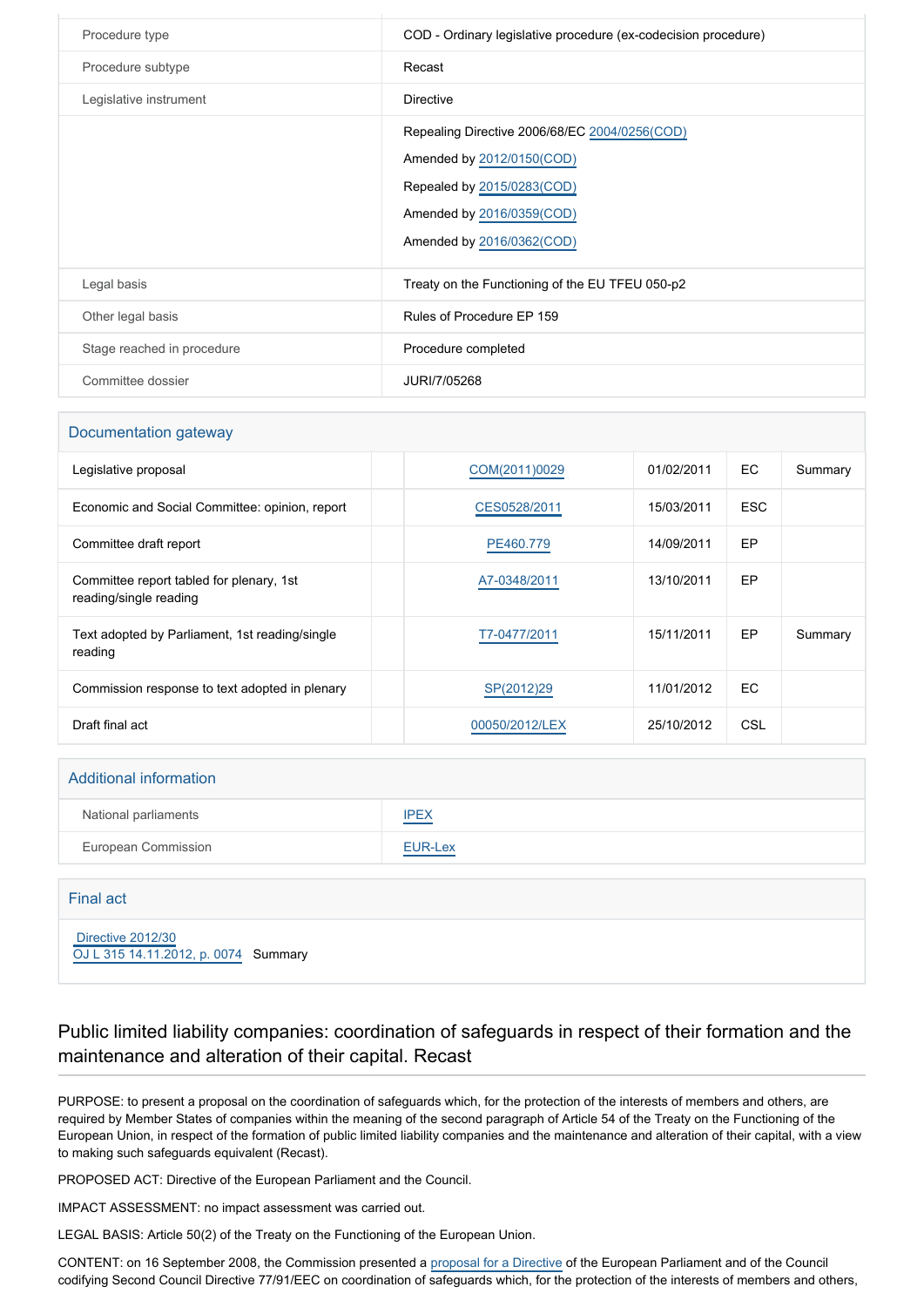| | |
|---|---|
| Procedure type | COD - Ordinary legislative procedure (ex-codecision procedure) |
| Procedure subtype | Recast |
| Legislative instrument | Directive |
| | Repealing Directive 2006/68/EC 2004/0256(COD)<br>Amended by 2012/0150(COD)<br>Repealed by 2015/0283(COD)<br>Amended by 2016/0359(COD)<br>Amended by 2016/0362(COD) |
| Legal basis | Treaty on the Functioning of the EU TFEU 050-p2 |
| Other legal basis | Rules of Procedure EP 159 |
| Stage reached in procedure | Procedure completed |
| Committee dossier | JURI/7/05268 |

## Documentation gateway

| | | | | | |
|---|---|---|---|---|---|
| Legislative proposal | | COM(2011)0029 | 01/02/2011 | EC | Summary |
| Economic and Social Committee: opinion, report | | CES0528/2011 | 15/03/2011 | ESC | |
| Committee draft report | | PE460.779 | 14/09/2011 | EP | |
| Committee report tabled for plenary, 1st reading/single reading | | A7-0348/2011 | 13/10/2011 | EP | |
| Text adopted by Parliament, 1st reading/single reading | | T7-0477/2011 | 15/11/2011 | EP | Summary |
| Commission response to text adopted in plenary | | SP(2012)29 | 11/01/2012 | EC | |
| Draft final act | | 00050/2012/LEX | 25/10/2012 | CSL | |

## Additional information

| | |
|---|---|
| National parliaments | IPEX |
| European Commission | EUR-Lex |

## Final act

Directive 2012/30
OJ L 315 14.11.2012, p. 0074 Summary

# Public limited liability companies: coordination of safeguards in respect of their formation and the maintenance and alteration of their capital. Recast

PURPOSE: to present a proposal on the coordination of safeguards which, for the protection of the interests of members and others, are required by Member States of companies within the meaning of the second paragraph of Article 54 of the Treaty on the Functioning of the European Union, in respect of the formation of public limited liability companies and the maintenance and alteration of their capital, with a view to making such safeguards equivalent (Recast).

PROPOSED ACT: Directive of the European Parliament and the Council.

IMPACT ASSESSMENT: no impact assessment was carried out.

LEGAL BASIS: Article 50(2) of the Treaty on the Functioning of the European Union.

CONTENT: on 16 September 2008, the Commission presented a proposal for a Directive of the European Parliament and of the Council codifying Second Council Directive 77/91/EEC on coordination of safeguards which, for the protection of the interests of members and others,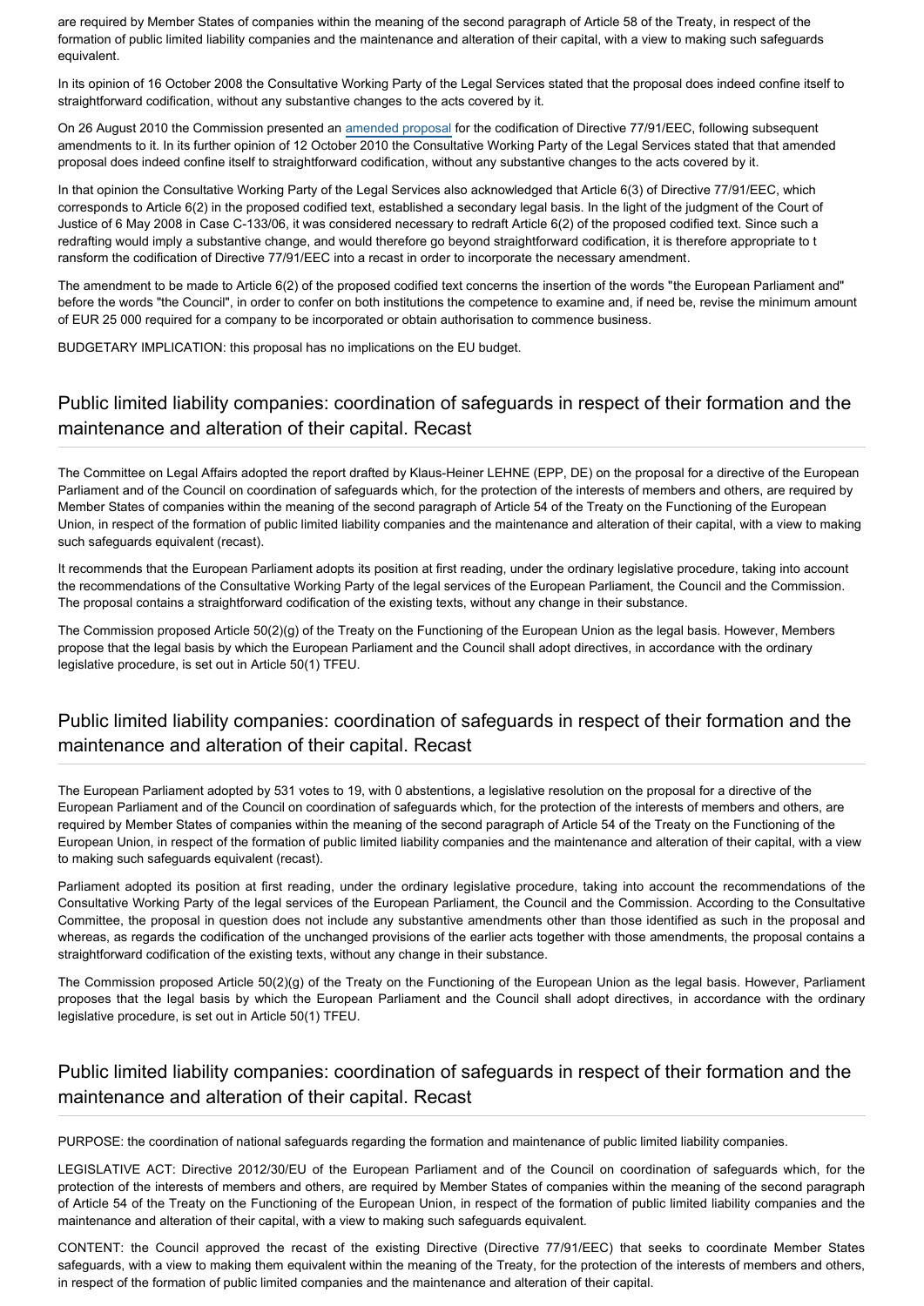are required by Member States of companies within the meaning of the second paragraph of Article 58 of the Treaty, in respect of the formation of public limited liability companies and the maintenance and alteration of their capital, with a view to making such safeguards equivalent.

In its opinion of 16 October 2008 the Consultative Working Party of the Legal Services stated that the proposal does indeed confine itself to straightforward codification, without any substantive changes to the acts covered by it.

On 26 August 2010 the Commission presented an amended proposal for the codification of Directive 77/91/EEC, following subsequent amendments to it. In its further opinion of 12 October 2010 the Consultative Working Party of the Legal Services stated that that amended proposal does indeed confine itself to straightforward codification, without any substantive changes to the acts covered by it.

In that opinion the Consultative Working Party of the Legal Services also acknowledged that Article 6(3) of Directive 77/91/EEC, which corresponds to Article 6(2) in the proposed codified text, established a secondary legal basis. In the light of the judgment of the Court of Justice of 6 May 2008 in Case C-133/06, it was considered necessary to redraft Article 6(2) of the proposed codified text. Since such a redrafting would imply a substantive change, and would therefore go beyond straightforward codification, it is therefore appropriate to transform the codification of Directive 77/91/EEC into a recast in order to incorporate the necessary amendment.

The amendment to be made to Article 6(2) of the proposed codified text concerns the insertion of the words "the European Parliament and" before the words "the Council", in order to confer on both institutions the competence to examine and, if need be, revise the minimum amount of EUR 25 000 required for a company to be incorporated or obtain authorisation to commence business.

BUDGETARY IMPLICATION: this proposal has no implications on the EU budget.

## Public limited liability companies: coordination of safeguards in respect of their formation and the maintenance and alteration of their capital. Recast

The Committee on Legal Affairs adopted the report drafted by Klaus-Heiner LEHNE (EPP, DE) on the proposal for a directive of the European Parliament and of the Council on coordination of safeguards which, for the protection of the interests of members and others, are required by Member States of companies within the meaning of the second paragraph of Article 54 of the Treaty on the Functioning of the European Union, in respect of the formation of public limited liability companies and the maintenance and alteration of their capital, with a view to making such safeguards equivalent (recast).

It recommends that the European Parliament adopts its position at first reading, under the ordinary legislative procedure, taking into account the recommendations of the Consultative Working Party of the legal services of the European Parliament, the Council and the Commission. The proposal contains a straightforward codification of the existing texts, without any change in their substance.

The Commission proposed Article 50(2)(g) of the Treaty on the Functioning of the European Union as the legal basis. However, Members propose that the legal basis by which the European Parliament and the Council shall adopt directives, in accordance with the ordinary legislative procedure, is set out in Article 50(1) TFEU.

## Public limited liability companies: coordination of safeguards in respect of their formation and the maintenance and alteration of their capital. Recast

The European Parliament adopted by 531 votes to 19, with 0 abstentions, a legislative resolution on the proposal for a directive of the European Parliament and of the Council on coordination of safeguards which, for the protection of the interests of members and others, are required by Member States of companies within the meaning of the second paragraph of Article 54 of the Treaty on the Functioning of the European Union, in respect of the formation of public limited liability companies and the maintenance and alteration of their capital, with a view to making such safeguards equivalent (recast).

Parliament adopted its position at first reading, under the ordinary legislative procedure, taking into account the recommendations of the Consultative Working Party of the legal services of the European Parliament, the Council and the Commission. According to the Consultative Committee, the proposal in question does not include any substantive amendments other than those identified as such in the proposal and whereas, as regards the codification of the unchanged provisions of the earlier acts together with those amendments, the proposal contains a straightforward codification of the existing texts, without any change in their substance.

The Commission proposed Article 50(2)(g) of the Treaty on the Functioning of the European Union as the legal basis. However, Parliament proposes that the legal basis by which the European Parliament and the Council shall adopt directives, in accordance with the ordinary legislative procedure, is set out in Article 50(1) TFEU.

## Public limited liability companies: coordination of safeguards in respect of their formation and the maintenance and alteration of their capital. Recast

PURPOSE: the coordination of national safeguards regarding the formation and maintenance of public limited liability companies.

LEGISLATIVE ACT: Directive 2012/30/EU of the European Parliament and of the Council on coordination of safeguards which, for the protection of the interests of members and others, are required by Member States of companies within the meaning of the second paragraph of Article 54 of the Treaty on the Functioning of the European Union, in respect of the formation of public limited liability companies and the maintenance and alteration of their capital, with a view to making such safeguards equivalent.

CONTENT: the Council approved the recast of the existing Directive (Directive 77/91/EEC) that seeks to coordinate Member States safeguards, with a view to making them equivalent within the meaning of the Treaty, for the protection of the interests of members and others, in respect of the formation of public limited companies and the maintenance and alteration of their capital.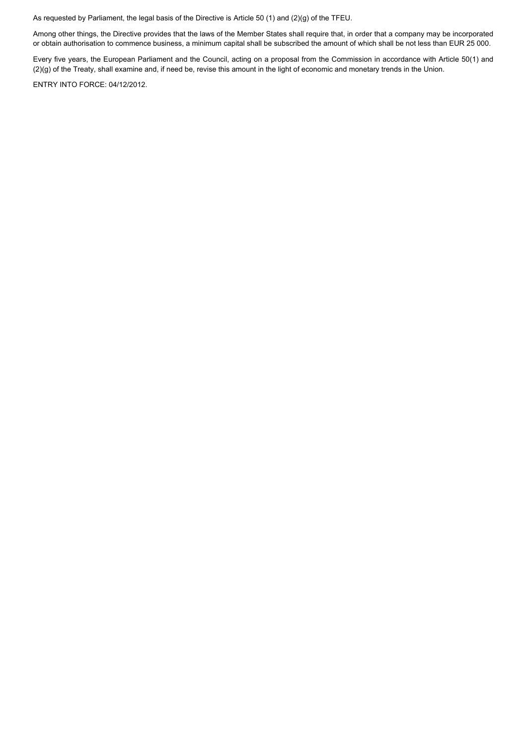As requested by Parliament, the legal basis of the Directive is Article 50 (1) and (2)(g) of the TFEU.

Among other things, the Directive provides that the laws of the Member States shall require that, in order that a company may be incorporated or obtain authorisation to commence business, a minimum capital shall be subscribed the amount of which shall be not less than EUR 25 000.

Every five years, the European Parliament and the Council, acting on a proposal from the Commission in accordance with Article 50(1) and (2)(g) of the Treaty, shall examine and, if need be, revise this amount in the light of economic and monetary trends in the Union.

ENTRY INTO FORCE: 04/12/2012.